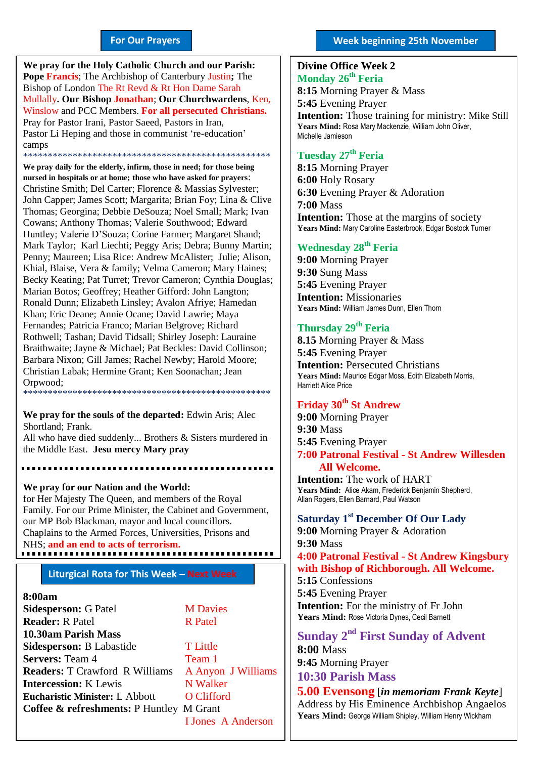## For Our Prayers

**We pray for the Holy Catholic Church and our Parish:** **Pope Francis**; The Archbishop of Canterbury Justin**;** The Bishop of London The Rt Revd & Rt Hon Dame Sarah Mullally**. Our Bishop Jonathan**; **Our Churchwardens**, Ken, Winslow and PCC Members. **For all persecuted Christians.** Pray for Pastor Irani, Pastor Saeed, Pastors in Iran, Pastor Li Heping and those in communist 're-education' camps

**************************************************

**We pray daily for the elderly, infirm, those in need; for those being nursed in hospitals or at home; those who have asked for prayers**: Christine Smith; Del Carter; Florence & Massias Sylvester; John Capper; James Scott; Margarita; Brian Foy; Lina & Clive Thomas; Georgina; Debbie DeSouza; Noel Small; Mark; Ivan Cowans; Anthony Thomas; Valerie Southwood; Edward Huntley; Valerie D'Souza; Corine Farmer; Margaret Shand; Mark Taylor; Karl Liechti; Peggy Aris; Debra; Bunny Martin; Penny; Maureen; Lisa Rice: Andrew McAlister; Julie; Alison, Khial, Blaise, Vera & family; Velma Cameron; Mary Haines; Becky Keating; Pat Turret; Trevor Cameron; Cynthia Douglas; Marian Botos; Geoffrey; Heather Gifford: John Langton; Ronald Dunn; Elizabeth Linsley; Avalon Afriye; Hamedan Khan; Eric Deane; Annie Ocane; David Lawrie; Maya Fernandes; Patricia Franco; Marian Belgrove; Richard Rothwell; Tashan; David Tidsall; Shirley Joseph: Lauraine Braithwaite; Jayne & Michael; Pat Beckles: David Collinson; Barbara Nixon; Gill James; Rachel Newby; Harold Moore; Christian Labak; Hermine Grant; Ken Soonachan; Jean Orpwood;

**************************************************

**We pray for the souls of the departed:** Edwin Aris; Alec Shortland; Frank.
All who have died suddenly... Brothers & Sisters murdered in the Middle East. **Jesu mercy Mary pray**

**We pray for our Nation and the World:** for Her Majesty The Queen, and members of the Royal Family. For our Prime Minister, the Cabinet and Government, our MP Bob Blackman, mayor and local councillors. Chaplains to the Armed Forces, Universities, Prisons and NHS; **and an end to acts of terrorism.**

## Liturgical Rota for This Week – Next Week

| | This Week | Next Week |
|---|---|---|
| **8:00am** | | |
| **Sidesperson:** | G Patel | M Davies |
| **Reader:** | R Patel | R Patel |
| **10.30am Parish Mass** | | |
| **Sidesperson:** | B Labastide | T Little |
| **Servers:** | Team 4 | Team 1 |
| **Readers:** | T Crawford R Williams | A Anyon J Williams |
| **Intercession:** | K Lewis | N Walker |
| **Eucharistic Minister:** | L Abbott | O Clifford |
| **Coffee & refreshments:** | P Huntley M Grant | I Jones A Anderson |

## Week beginning 25th November

**Divine Office Week 2**

**Monday 26th Feria**
**8:15** Morning Prayer & Mass
**5:45** Evening Prayer
**Intention:** Those training for ministry: Mike Still
**Years Mind:** Rosa Mary Mackenzie, William John Oliver, Michelle Jamieson

**Tuesday 27th Feria**
**8:15** Morning Prayer
**6:00** Holy Rosary
**6:30** Evening Prayer & Adoration
**7:00** Mass
**Intention:** Those at the margins of society
**Years Mind:** Mary Caroline Easterbrook, Edgar Bostock Turner

**Wednesday 28th Feria**
**9:00** Morning Prayer
**9:30** Sung Mass
**5:45** Evening Prayer
**Intention:** Missionaries
**Years Mind:** William James Dunn, Ellen Thom

**Thursday 29th Feria**
**8.15** Morning Prayer & Mass
**5:45** Evening Prayer
**Intention:** Persecuted Christians
**Years Mind:** Maurice Edgar Moss, Edith Elizabeth Morris, Harriett Alice Price

**Friday 30th St Andrew**
**9:00** Morning Prayer
**9:30** Mass
**5:45** Evening Prayer
**7:00 Patronal Festival - St Andrew Willesden All Welcome.**
**Intention:** The work of HART
**Years Mind:** Alice Akam, Frederick Benjamin Shepherd, Allan Rogers, Ellen Barnard, Paul Watson

**Saturday 1st December Of Our Lady**
**9:00** Morning Prayer & Adoration
**9:30** Mass
**4:00 Patronal Festival - St Andrew Kingsbury with Bishop of Richborough. All Welcome.**
**5:15** Confessions
**5:45** Evening Prayer
**Intention:** For the ministry of Fr John
**Years Mind:** Rose Victoria Dynes, Cecil Barnett

**Sunday 2nd First Sunday of Advent**
**8:00** Mass
**9:45** Morning Prayer
**10:30 Parish Mass**
**5.00 Evensong** [***in memoriam Frank Keyte***]
Address by His Eminence Archbishop Angaelos
**Years Mind:** George William Shipley, William Henry Wickham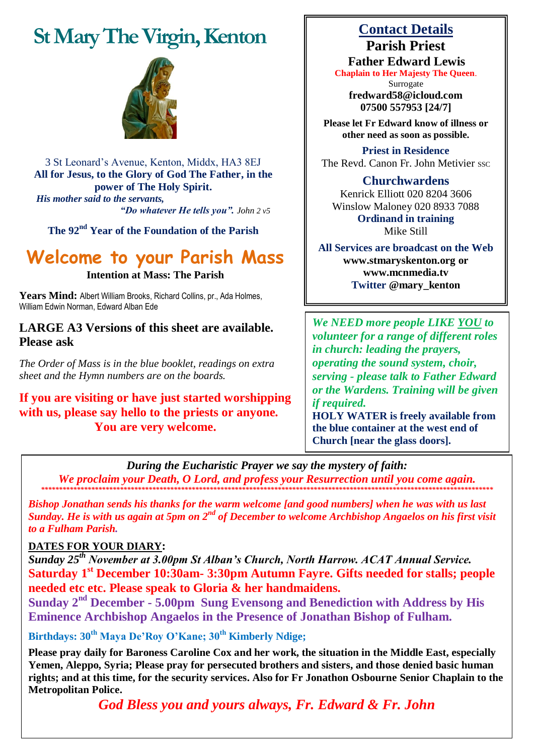# St Mary The Virgin, Kenton

3 St Leonard's Avenue, Kenton, Middx, HA3 8EJ

**All for Jesus, to the Glory of God The Father, in the power of The Holy Spirit.**

***His mother said to the servants,***
***"Do whatever He tells you".*** *John 2 v5*

**The 92nd Year of the Foundation of the Parish**

## Welcome to your Parish Mass

**Intention at Mass: The Parish**

**Years Mind:** Albert William Brooks, Richard Collins, pr., Ada Holmes, William Edwin Norman, Edward Alban Ede

**LARGE A3 Versions of this sheet are available. Please ask**

*The Order of Mass is in the blue booklet, readings on extra sheet and the Hymn numbers are on the boards.*

**If you are visiting or have just started worshipping with us, please say hello to the priests or anyone. You are very welcome.**

## Contact Details

### Parish Priest

**Father Edward Lewis**
**Chaplain to Her Majesty The Queen.**
Surrogate
**fredward58@icloud.com**
**07500 557953 [24/7]**

**Please let Fr Edward know of illness or other need as soon as possible.**

**Priest in Residence**
The Revd. Canon Fr. John Metivier SSC

**Churchwardens**
Kenrick Elliott 020 8204 3606
Winslow Maloney 020 8933 7088

**Ordinand in training**
Mike Still

**All Services are broadcast on the Web**
**www.stmaryskenton.org or**
**www.mcnmedia.tv**
**Twitter @mary_kenton**

***We NEED more people LIKE YOU to volunteer for a range of different roles in church: leading the prayers, operating the sound system, choir, serving - please talk to Father Edward or the Wardens. Training will be given if required.***

**HOLY WATER is freely available from the blue container at the west end of Church [near the glass doors].**

*During the Eucharistic Prayer we say the mystery of faith:*

***We proclaim your Death, O Lord, and profess your Resurrection until you come again.***

***Bishop Jonathan sends his thanks for the warm welcome [and good numbers] when he was with us last Sunday. He is with us again at 5pm on 2nd of December to welcome Archbishop Angaelos on his first visit to a Fulham Parish.***

**DATES FOR YOUR DIARY:**

***Sunday 25th November at 3.00pm St Alban's Church, North Harrow. ACAT Annual Service.***

**Saturday 1st December 10:30am- 3:30pm Autumn Fayre. Gifts needed for stalls; people needed etc etc. Please speak to Gloria & her handmaidens.**

**Sunday 2nd December - 5.00pm Sung Evensong and Benediction with Address by His Eminence Archbishop Angaelos in the Presence of Jonathan Bishop of Fulham.**

**Birthdays: 30th Maya De'Roy O'Kane; 30th Kimberly Ndige;**

**Please pray daily for Baroness Caroline Cox and her work, the situation in the Middle East, especially Yemen, Aleppo, Syria; Please pray for persecuted brothers and sisters, and those denied basic human rights; and at this time, for the security services. Also for Fr Jonathon Osbourne Senior Chaplain to the Metropolitan Police.**

***God Bless you and yours always, Fr. Edward & Fr. John***